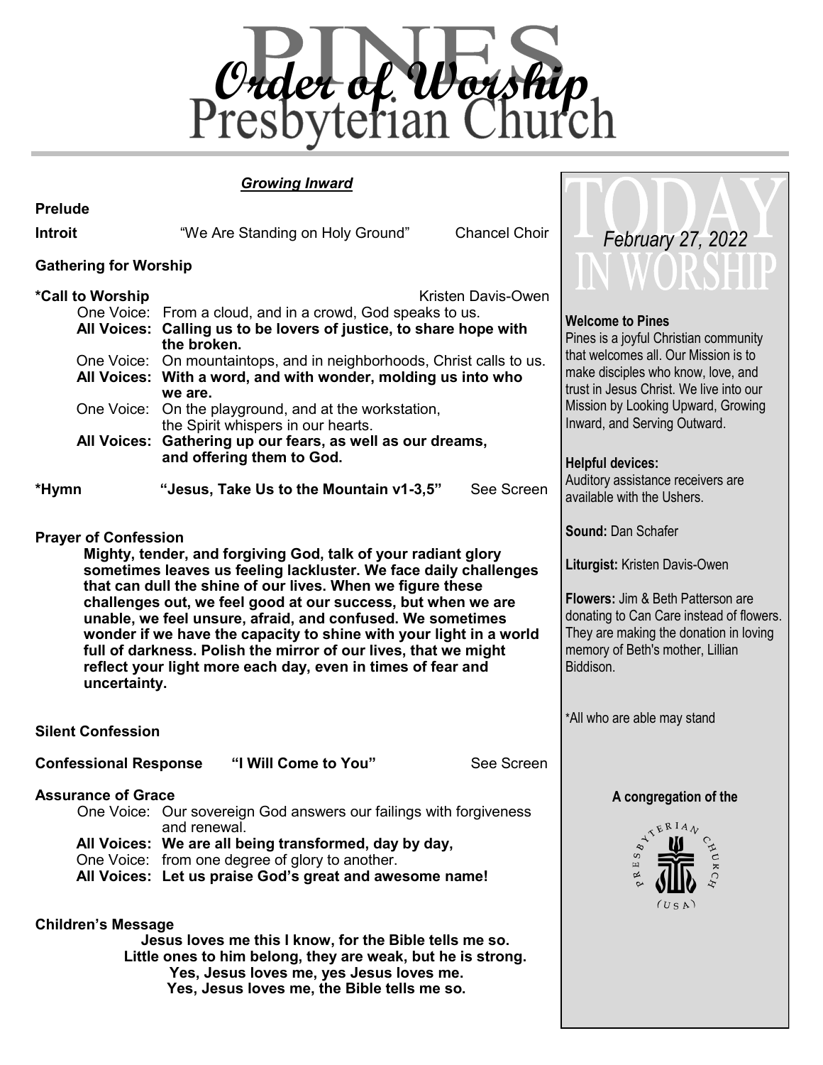# Order of Worship

# Pines Presbyterian Church

***Growing Inward***

**Prelude**

**Introit** "We Are Standing on Holy Ground" Chancel Choir

**Gathering for Worship**

**\*Call to Worship** Kristen Davis-Owen

One Voice: From a cloud, and in a crowd, God speaks to us.
**All Voices: Calling us to be lovers of justice, to share hope with the broken.**
One Voice: On mountaintops, and in neighborhoods, Christ calls to us.
**All Voices: With a word, and with wonder, molding us into who we are.**
One Voice: On the playground, and at the workstation, the Spirit whispers in our hearts.
**All Voices: Gathering up our fears, as well as our dreams, and offering them to God.**

**\*Hymn** **"Jesus, Take Us to the Mountain v1-3,5"** See Screen

**Prayer of Confession**

**Mighty, tender, and forgiving God, talk of your radiant glory sometimes leaves us feeling lackluster. We face daily challenges that can dull the shine of our lives. When we figure these challenges out, we feel good at our success, but when we are unable, we feel unsure, afraid, and confused. We sometimes wonder if we have the capacity to shine with your light in a world full of darkness. Polish the mirror of our lives, that we might reflect your light more each day, even in times of fear and uncertainty.**

**Silent Confession**

**Confessional Response** **"I Will Come to You"** See Screen

**Assurance of Grace**

One Voice: Our sovereign God answers our failings with forgiveness and renewal.
**All Voices: We are all being transformed, day by day,**
One Voice: from one degree of glory to another.
**All Voices: Let us praise God's great and awesome name!**

**Children's Message**

**Jesus loves me this I know, for the Bible tells me so.**
**Little ones to him belong, they are weak, but he is strong.**
**Yes, Jesus loves me, yes Jesus loves me.**
**Yes, Jesus loves me, the Bible tells me so.**

---

## TODAY IN WORSHIP

*February 27, 2022*

**Welcome to Pines**
Pines is a joyful Christian community that welcomes all. Our Mission is to make disciples who know, love, and trust in Jesus Christ. We live into our Mission by Looking Upward, Growing Inward, and Serving Outward.

**Helpful devices:**
Auditory assistance receivers are available with the Ushers.

**Sound:** Dan Schafer

**Liturgist:** Kristen Davis-Owen

**Flowers:** Jim & Beth Patterson are donating to Can Care instead of flowers. They are making the donation in loving memory of Beth's mother, Lillian Biddison.

\*All who are able may stand

**A congregation of the**

Presbyterian Church (USA)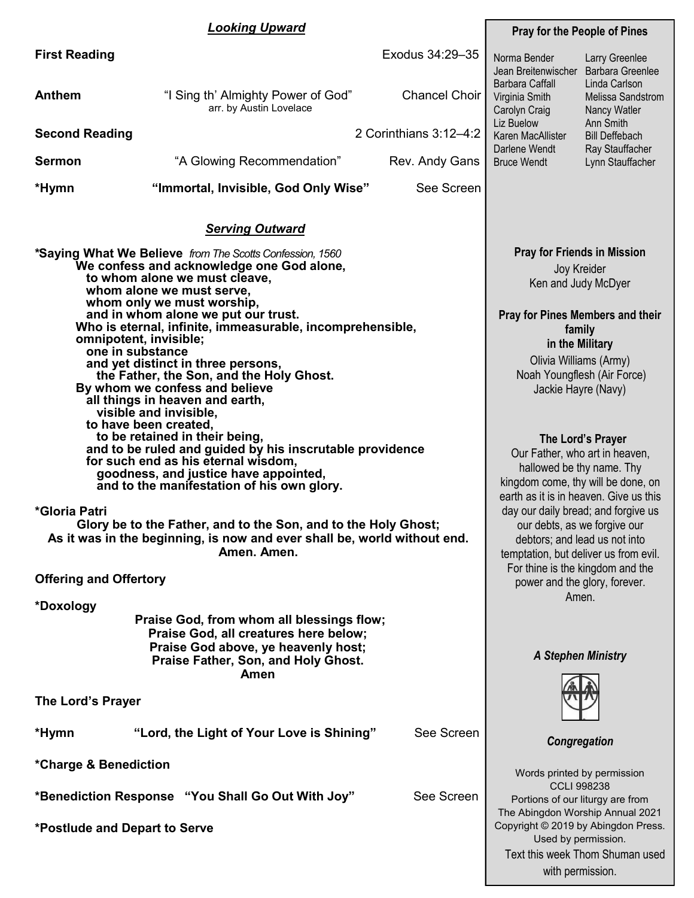## *Looking Upward*

**First Reading** Exodus 34:29–35

**Anthem** "I Sing th' Almighty Power of God" — Chancel Choir
arr. by Austin Lovelace

**Second Reading** 2 Corinthians 3:12–4:2

**Sermon** "A Glowing Recommendation" — Rev. Andy Gans

***Hymn** **"Immortal, Invisible, God Only Wise"** — See Screen

## *Serving Outward*

***Saying What We Believe** *from The Scotts Confession, 1560*

**We confess and acknowledge one God alone,**
**to whom alone we must cleave,**
**whom alone we must serve,**
**whom only we must worship,**
**and in whom alone we put our trust.**
**Who is eternal, infinite, immeasurable, incomprehensible, omnipotent, invisible;**
**one in substance**
**and yet distinct in three persons,**
**the Father, the Son, and the Holy Ghost.**
**By whom we confess and believe**
**all things in heaven and earth,**
**visible and invisible,**
**to have been created,**
**to be retained in their being,**
**and to be ruled and guided by his inscrutable providence**
**for such end as his eternal wisdom,**
**goodness, and justice have appointed,**
**and to the manifestation of his own glory.**

***Gloria Patri**

**Glory be to the Father, and to the Son, and to the Holy Ghost;**
**As it was in the beginning, is now and ever shall be, world without end.**
**Amen. Amen.**

**Offering and Offertory**

***Doxology**

**Praise God, from whom all blessings flow;**
**Praise God, all creatures here below;**
**Praise God above, ye heavenly host;**
**Praise Father, Son, and Holy Ghost.**
**Amen**

**The Lord's Prayer**

***Hymn** **"Lord, the Light of Your Love is Shining"** — See Screen

***Charge & Benediction**

***Benediction Response** **"You Shall Go Out With Joy"** — See Screen

***Postlude and Depart to Serve**

---

### Pray for the People of Pines

Norma Bender
Jean Breitenwischer
Barbara Caffall
Virginia Smith
Carolyn Craig
Liz Buelow
Karen MacAllister
Darlene Wendt
Bruce Wendt
Larry Greenlee
Barbara Greenlee
Linda Carlson
Melissa Sandstrom
Nancy Watler
Ann Smith
Bill Deffebach
Ray Stauffacher
Lynn Stauffacher

### Pray for Friends in Mission

Joy Kreider
Ken and Judy McDyer

### Pray for Pines Members and their family in the Military

Olivia Williams (Army)
Noah Youngflesh (Air Force)
Jackie Hayre (Navy)

### The Lord's Prayer

Our Father, who art in heaven, hallowed be thy name. Thy kingdom come, thy will be done, on earth as it is in heaven. Give us this day our daily bread; and forgive us our debts, as we forgive our debtors; and lead us not into temptation, but deliver us from evil. For thine is the kingdom and the power and the glory, forever. Amen.

*A Stephen Ministry*

*Congregation*

Words printed by permission
CCLI 998238
Portions of our liturgy are from
The Abingdon Worship Annual 2021
Copyright © 2019 by Abingdon Press.
Used by permission.
Text this week Thom Shuman used with permission.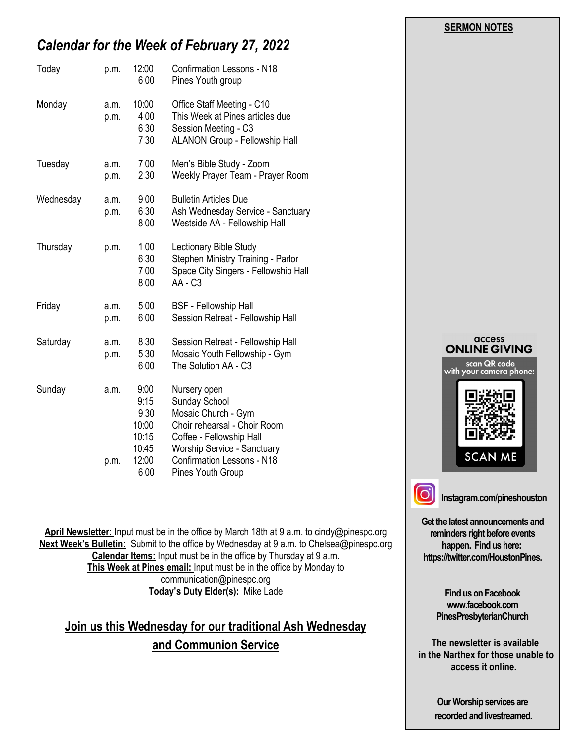## *Calendar for the Week of February 27, 2022*

| Day | | Time | Event |
|---|---|---|---|
| Today | p.m. | 12:00 | Confirmation Lessons - N18 |
| | | 6:00 | Pines Youth group |
| Monday | a.m. | 10:00 | Office Staff Meeting - C10 |
| | p.m. | 4:00 | This Week at Pines articles due |
| | | 6:30 | Session Meeting - C3 |
| | | 7:30 | ALANON Group - Fellowship Hall |
| Tuesday | a.m. | 7:00 | Men's Bible Study - Zoom |
| | p.m. | 2:30 | Weekly Prayer Team - Prayer Room |
| Wednesday | a.m. | 9:00 | Bulletin Articles Due |
| | p.m. | 6:30 | Ash Wednesday Service - Sanctuary |
| | | 8:00 | Westside AA - Fellowship Hall |
| Thursday | p.m. | 1:00 | Lectionary Bible Study |
| | | 6:30 | Stephen Ministry Training - Parlor |
| | | 7:00 | Space City Singers - Fellowship Hall |
| | | 8:00 | AA - C3 |
| Friday | a.m. | 5:00 | BSF - Fellowship Hall |
| | p.m. | 6:00 | Session Retreat - Fellowship Hall |
| Saturday | a.m. | 8:30 | Session Retreat - Fellowship Hall |
| | p.m. | 5:30 | Mosaic Youth Fellowship - Gym |
| | | 6:00 | The Solution AA - C3 |
| Sunday | a.m. | 9:00 | Nursery open |
| | | 9:15 | Sunday School |
| | | 9:30 | Mosaic Church - Gym |
| | | 10:00 | Choir rehearsal - Choir Room |
| | | 10:15 | Coffee - Fellowship Hall |
| | | 10:45 | Worship Service - Sanctuary |
| | p.m. | 12:00 | Confirmation Lessons - N18 |
| | | 6:00 | Pines Youth Group |

**April Newsletter:** Input must be in the office by March 18th at 9 a.m. to cindy@pinespc.org
**Next Week's Bulletin:** Submit to the office by Wednesday at 9 a.m. to Chelsea@pinespc.org
**Calendar Items:** Input must be in the office by Thursday at 9 a.m.
**This Week at Pines email:** Input must be in the office by Monday to communication@pinespc.org
**Today's Duty Elder(s):** Mike Lade

**Join us this Wednesday for our traditional Ash Wednesday and Communion Service**

**SERMON NOTES**

access **ONLINE GIVING**
scan QR code with your camera phone:
SCAN ME

**Instagram.com/pineshouston**

**Get the latest announcements and reminders right before events happen. Find us here: https://twitter.com/HoustonPines.**

**Find us on Facebook www.facebook.com PinesPresbyterianChurch**

**The newsletter is available in the Narthex for those unable to access it online.**

**Our Worship services are recorded and livestreamed.**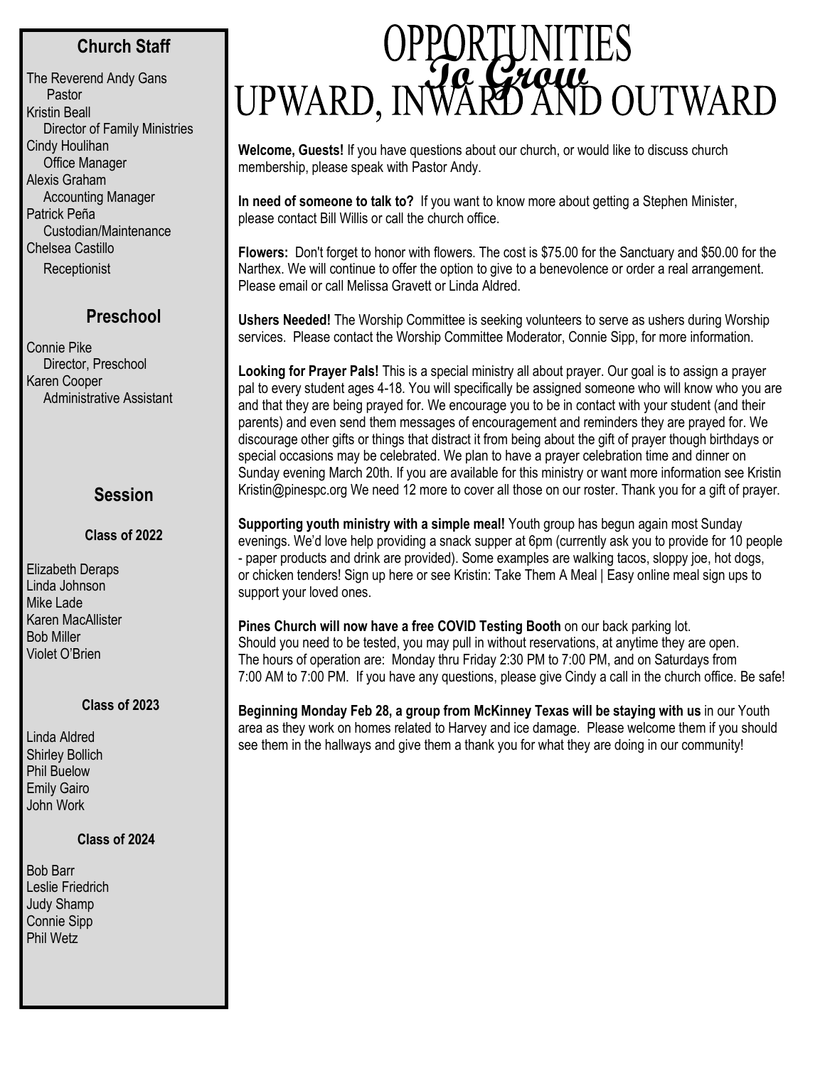# OPPORTUNITIES *To Grow* UPWARD, INWARD AND OUTWARD

**Welcome, Guests!** If you have questions about our church, or would like to discuss church membership, please speak with Pastor Andy.

**In need of someone to talk to?** If you want to know more about getting a Stephen Minister, please contact Bill Willis or call the church office.

**Flowers:** Don't forget to honor with flowers. The cost is $75.00 for the Sanctuary and $50.00 for the Narthex. We will continue to offer the option to give to a benevolence or order a real arrangement. Please email or call Melissa Gravett or Linda Aldred.

**Ushers Needed!** The Worship Committee is seeking volunteers to serve as ushers during Worship services. Please contact the Worship Committee Moderator, Connie Sipp, for more information.

**Looking for Prayer Pals!** This is a special ministry all about prayer. Our goal is to assign a prayer pal to every student ages 4-18. You will specifically be assigned someone who will know who you are and that they are being prayed for. We encourage you to be in contact with your student (and their parents) and even send them messages of encouragement and reminders they are prayed for. We discourage other gifts or things that distract it from being about the gift of prayer though birthdays or special occasions may be celebrated. We plan to have a prayer celebration time and dinner on Sunday evening March 20th. If you are available for this ministry or want more information see Kristin Kristin@pinespc.org We need 12 more to cover all those on our roster. Thank you for a gift of prayer.

**Supporting youth ministry with a simple meal!** Youth group has begun again most Sunday evenings. We'd love help providing a snack supper at 6pm (currently ask you to provide for 10 people - paper products and drink are provided). Some examples are walking tacos, sloppy joe, hot dogs, or chicken tenders! Sign up here or see Kristin: Take Them A Meal | Easy online meal sign ups to support your loved ones.

**Pines Church will now have a free COVID Testing Booth** on our back parking lot. Should you need to be tested, you may pull in without reservations, at anytime they are open. The hours of operation are: Monday thru Friday 2:30 PM to 7:00 PM, and on Saturdays from 7:00 AM to 7:00 PM. If you have any questions, please give Cindy a call in the church office. Be safe!

**Beginning Monday Feb 28, a group from McKinney Texas will be staying with us** in our Youth area as they work on homes related to Harvey and ice damage. Please welcome them if you should see them in the hallways and give them a thank you for what they are doing in our community!

## Church Staff

The Reverend Andy Gans
Pastor
Kristin Beall
Director of Family Ministries
Cindy Houlihan
Office Manager
Alexis Graham
Accounting Manager
Patrick Peña
Custodian/Maintenance
Chelsea Castillo
Receptionist

## Preschool

Connie Pike
Director, Preschool
Karen Cooper
Administrative Assistant

## Session

### Class of 2022

Elizabeth Deraps
Linda Johnson
Mike Lade
Karen MacAllister
Bob Miller
Violet O'Brien

### Class of 2023

Linda Aldred
Shirley Bollich
Phil Buelow
Emily Gairo
John Work

### Class of 2024

Bob Barr
Leslie Friedrich
Judy Shamp
Connie Sipp
Phil Wetz